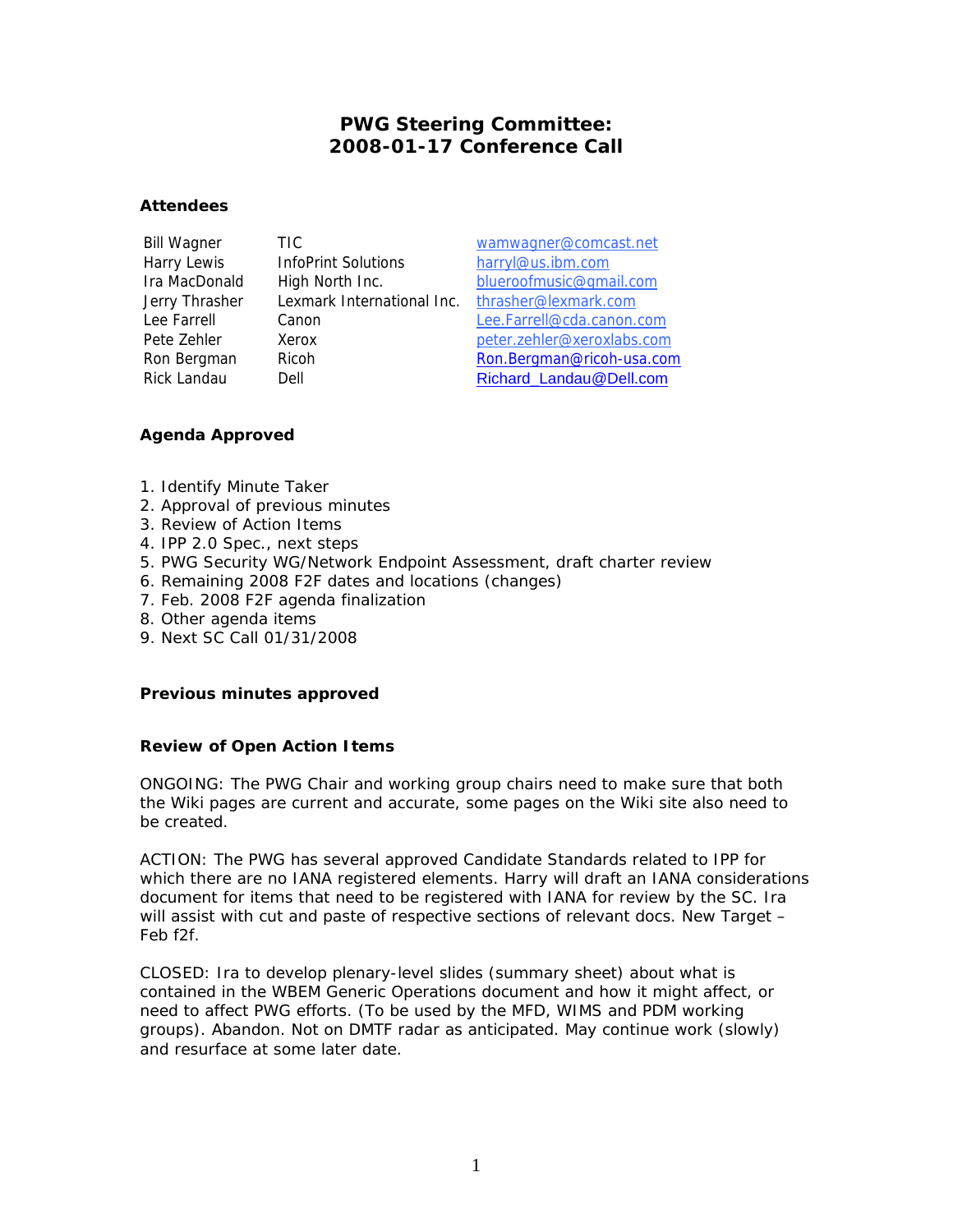# PWG Steering Committee: 2008-01-17 Conference Call

### Attendees

| | | |
|---|---|---|
| Bill Wagner | TIC | wamwagner@comcast.net |
| Harry Lewis | InfoPrint Solutions | harryl@us.ibm.com |
| Ira MacDonald | High North Inc. | blueroofmusic@gmail.com |
| Jerry Thrasher | Lexmark International Inc. | thrasher@lexmark.com |
| Lee Farrell | Canon | Lee.Farrell@cda.canon.com |
| Pete Zehler | Xerox | peter.zehler@xeroxlabs.com |
| Ron Bergman | Ricoh | Ron.Bergman@ricoh-usa.com |
| Rick Landau | Dell | Richard_Landau@Dell.com |

### Agenda Approved

1. Identify Minute Taker
2. Approval of previous minutes
3. Review of Action Items
4. IPP 2.0 Spec., next steps
5. PWG Security WG/Network Endpoint Assessment, draft charter review
6. Remaining 2008 F2F dates and locations (changes)
7. Feb. 2008 F2F agenda finalization
8. Other agenda items
9. Next SC Call 01/31/2008

### Previous minutes approved

### Review of Open Action Items

ONGOING: The PWG Chair and working group chairs need to make sure that both the Wiki pages are current and accurate, some pages on the Wiki site also need to be created.

ACTION: The PWG has several approved Candidate Standards related to IPP for which there are no IANA registered elements. Harry will draft an IANA considerations document for items that need to be registered with IANA for review by the SC. Ira will assist with cut and paste of respective sections of relevant docs. New Target – Feb f2f.

CLOSED: Ira to develop plenary-level slides (summary sheet) about what is contained in the WBEM Generic Operations document and how it might affect, or need to affect PWG efforts. (To be used by the MFD, WIMS and PDM working groups). Abandon. Not on DMTF radar as anticipated. May continue work (slowly) and resurface at some later date.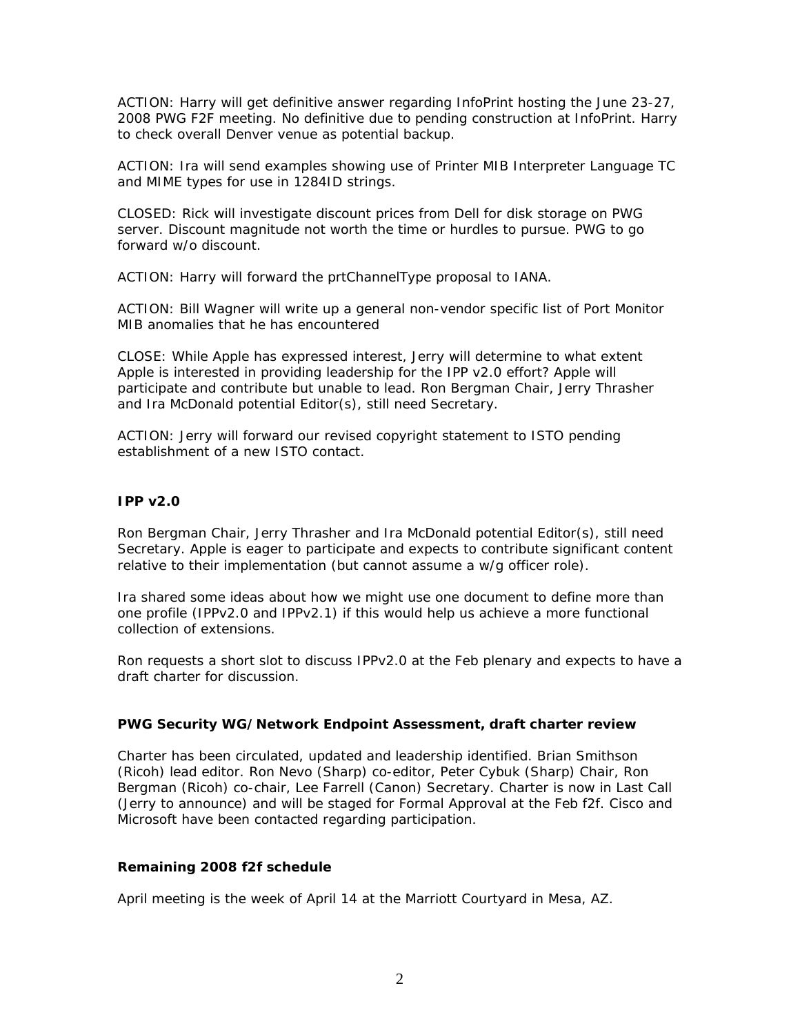ACTION: Harry will get definitive answer regarding InfoPrint hosting the June 23-27, 2008 PWG F2F meeting. No definitive due to pending construction at InfoPrint. Harry to check overall Denver venue as potential backup.

ACTION: Ira will send examples showing use of Printer MIB Interpreter Language TC and MIME types for use in 1284ID strings.

CLOSED: Rick will investigate discount prices from Dell for disk storage on PWG server. Discount magnitude not worth the time or hurdles to pursue. PWG to go forward w/o discount.

ACTION: Harry will forward the prtChannelType proposal to IANA.

ACTION: Bill Wagner will write up a general non-vendor specific list of Port Monitor MIB anomalies that he has encountered

CLOSE: While Apple has expressed interest, Jerry will determine to what extent Apple is interested in providing leadership for the IPP v2.0 effort? Apple will participate and contribute but unable to lead. Ron Bergman Chair, Jerry Thrasher and Ira McDonald potential Editor(s), still need Secretary.

ACTION: Jerry will forward our revised copyright statement to ISTO pending establishment of a new ISTO contact.

### IPP v2.0

Ron Bergman Chair, Jerry Thrasher and Ira McDonald potential Editor(s), still need Secretary. Apple is eager to participate and expects to contribute significant content relative to their implementation (but cannot assume a w/g officer role).

Ira shared some ideas about how we might use one document to define more than one profile (IPPv2.0 and IPPv2.1) if this would help us achieve a more functional collection of extensions.

Ron requests a short slot to discuss IPPv2.0 at the Feb plenary and expects to have a draft charter for discussion.

### PWG Security WG/Network Endpoint Assessment, draft charter review

Charter has been circulated, updated and leadership identified. Brian Smithson (Ricoh) lead editor. Ron Nevo (Sharp) co-editor, Peter Cybuk (Sharp) Chair, Ron Bergman (Ricoh) co-chair, Lee Farrell (Canon) Secretary. Charter is now in Last Call (Jerry to announce) and will be staged for Formal Approval at the Feb f2f. Cisco and Microsoft have been contacted regarding participation.

### Remaining 2008 f2f schedule

April meeting is the week of April 14 at the Marriott Courtyard in Mesa, AZ.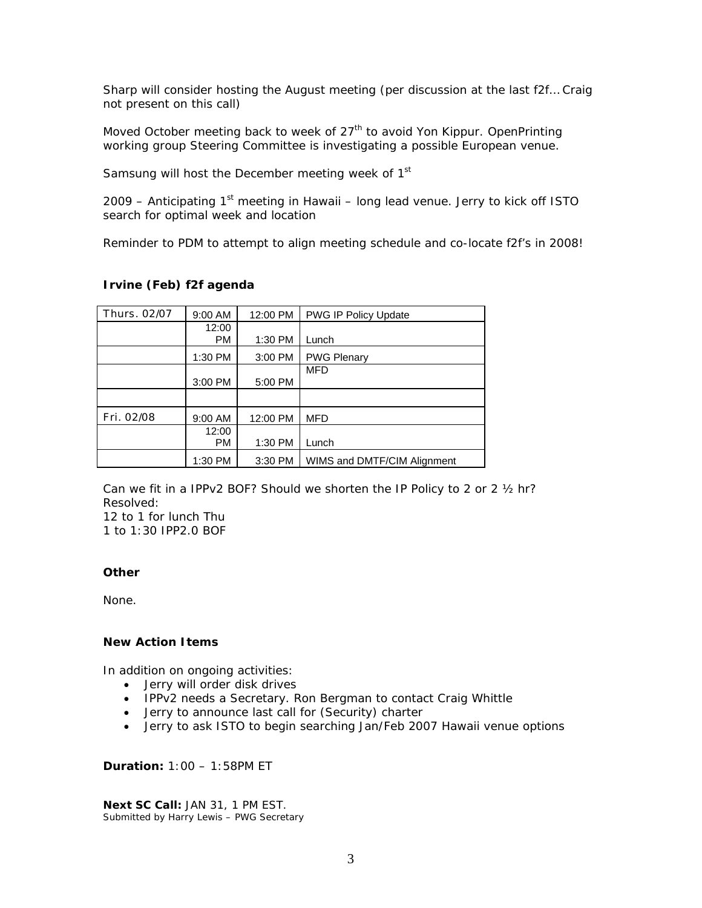Sharp will consider hosting the August meeting (per discussion at the last f2f… Craig not present on this call)

Moved October meeting back to week of 27th to avoid Yon Kippur. OpenPrinting working group Steering Committee is investigating a possible European venue.

Samsung will host the December meeting week of 1st

2009 – Anticipating 1st meeting in Hawaii – long lead venue. Jerry to kick off ISTO search for optimal week and location

Reminder to PDM to attempt to align meeting schedule and co-locate f2f's in 2008!

### Irvine (Feb) f2f agenda

| | | | |
|---|---|---|---|
| Thurs. 02/07 | 9:00 AM | 12:00 PM | PWG IP Policy Update |
| | 12:00 PM | 1:30 PM | Lunch |
| | 1:30 PM | 3:00 PM | PWG Plenary |
| | 3:00 PM | 5:00 PM | MFD |
| | | | |
| Fri. 02/08 | 9:00 AM | 12:00 PM | MFD |
| | 12:00 PM | 1:30 PM | Lunch |
| | 1:30 PM | 3:30 PM | WIMS and DMTF/CIM Alignment |

Can we fit in a IPPv2 BOF? Should we shorten the IP Policy to 2 or 2 ½ hr?
Resolved:
12 to 1 for lunch Thu
1 to 1:30 IPP2.0 BOF

### Other

None.

### New Action Items

In addition on ongoing activities:

- Jerry will order disk drives
- IPPv2 needs a Secretary. Ron Bergman to contact Craig Whittle
- Jerry to announce last call for (Security) charter
- Jerry to ask ISTO to begin searching Jan/Feb 2007 Hawaii venue options

**Duration:** 1:00 – 1:58PM ET

**Next SC Call:** JAN 31, 1 PM EST.
Submitted by Harry Lewis – PWG Secretary